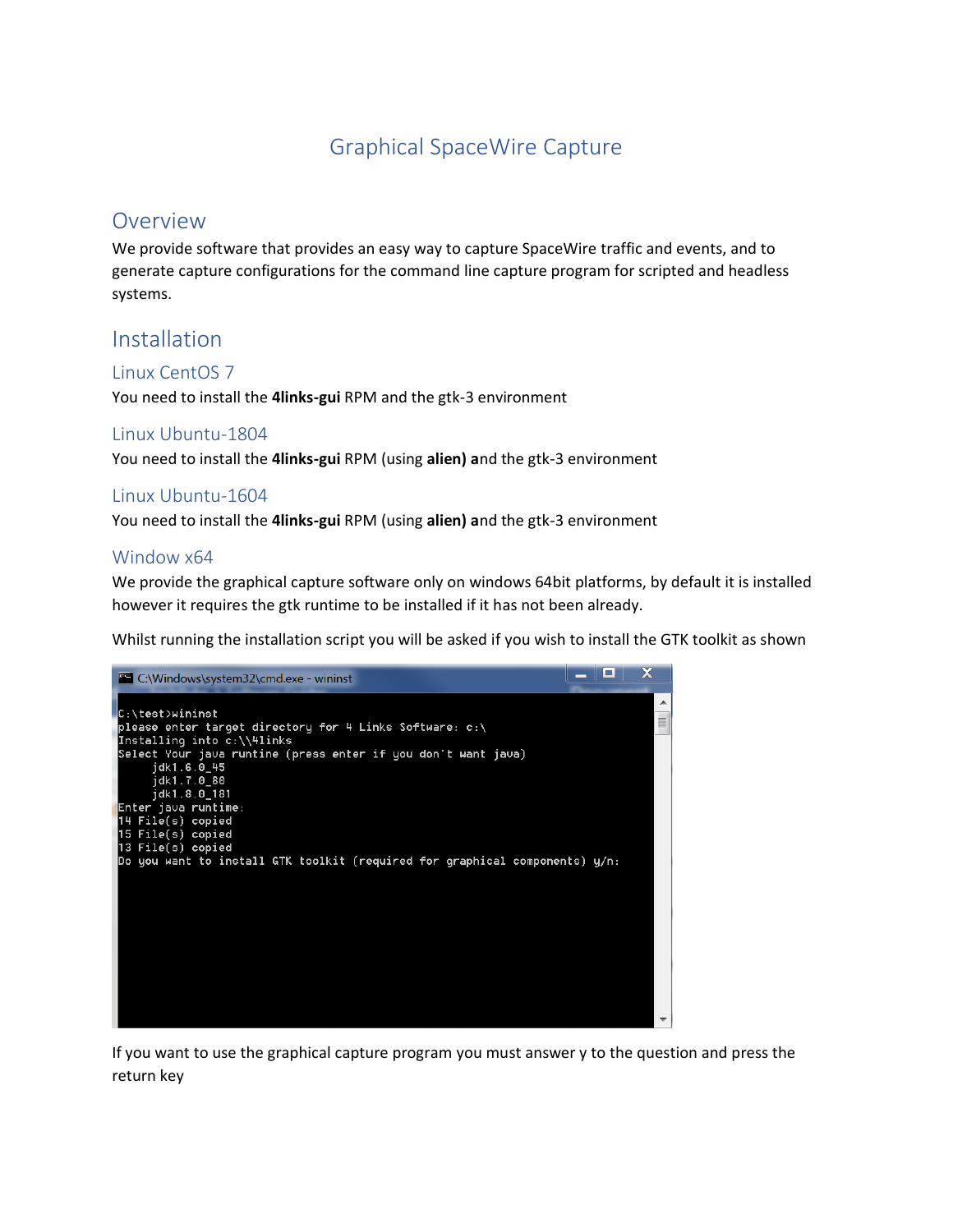# Graphical SpaceWire Capture

## Overview

We provide software that provides an easy way to capture SpaceWire traffic and events, and to generate capture configurations for the command line capture program for scripted and headless systems.

## Installation

### Linux CentOS 7

You need to install the **4links-gui** RPM and the gtk-3 environment

### Linux Ubuntu-1804

You need to install the **4links-gui** RPM (using **alien) a**nd the gtk-3 environment

### Linux Ubuntu-1604

You need to install the **4links-gui** RPM (using **alien) a**nd the gtk-3 environment

### Window x64

We provide the graphical capture software only on windows 64bit platforms, by default it is installed however it requires the gtk runtime to be installed if it has not been already.

Whilst running the installation script you will be asked if you wish to install the GTK toolkit as shown

```
C:\Windows\system32\cmd.exe - wininst

C:\test>wininst
please enter target directory for 4 Links Software: c:\
Installing into c:\\4links
Select Your java runtine (press enter if you don't want java)
     jdk1.6.0_45
     jdk1.7.0_80
     jdk1.8.0_181
Enter java runtime:
14 File(s) copied
15 File(s) copied
13 File(s) copied
Do you want to install GTK toolkit (required for graphical components) y/n:
```

If you want to use the graphical capture program you must answer y to the question and press the return key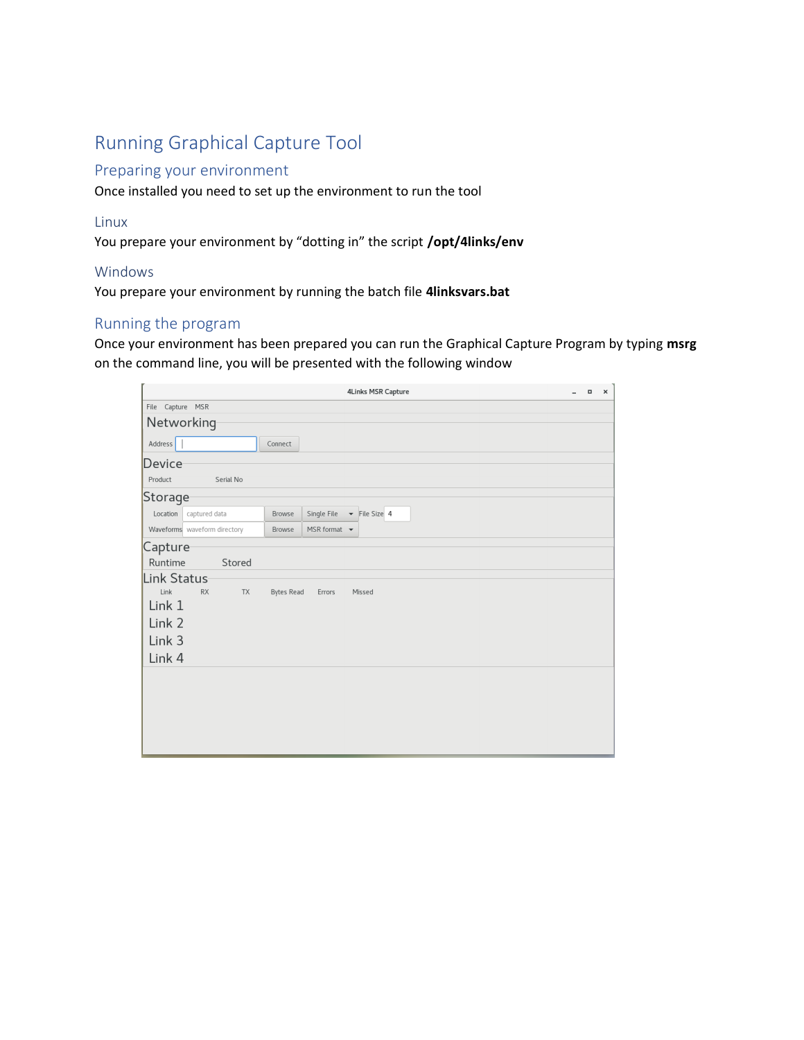# Running Graphical Capture Tool

## Preparing your environment

Once installed you need to set up the environment to run the tool

### Linux

You prepare your environment by "dotting in" the script **/opt/4links/env**

### Windows

You prepare your environment by running the batch file **4linksvars.bat**

## Running the program

Once your environment has been prepared you can run the Graphical Capture Program by typing **msrg** on the command line, you will be presented with the following window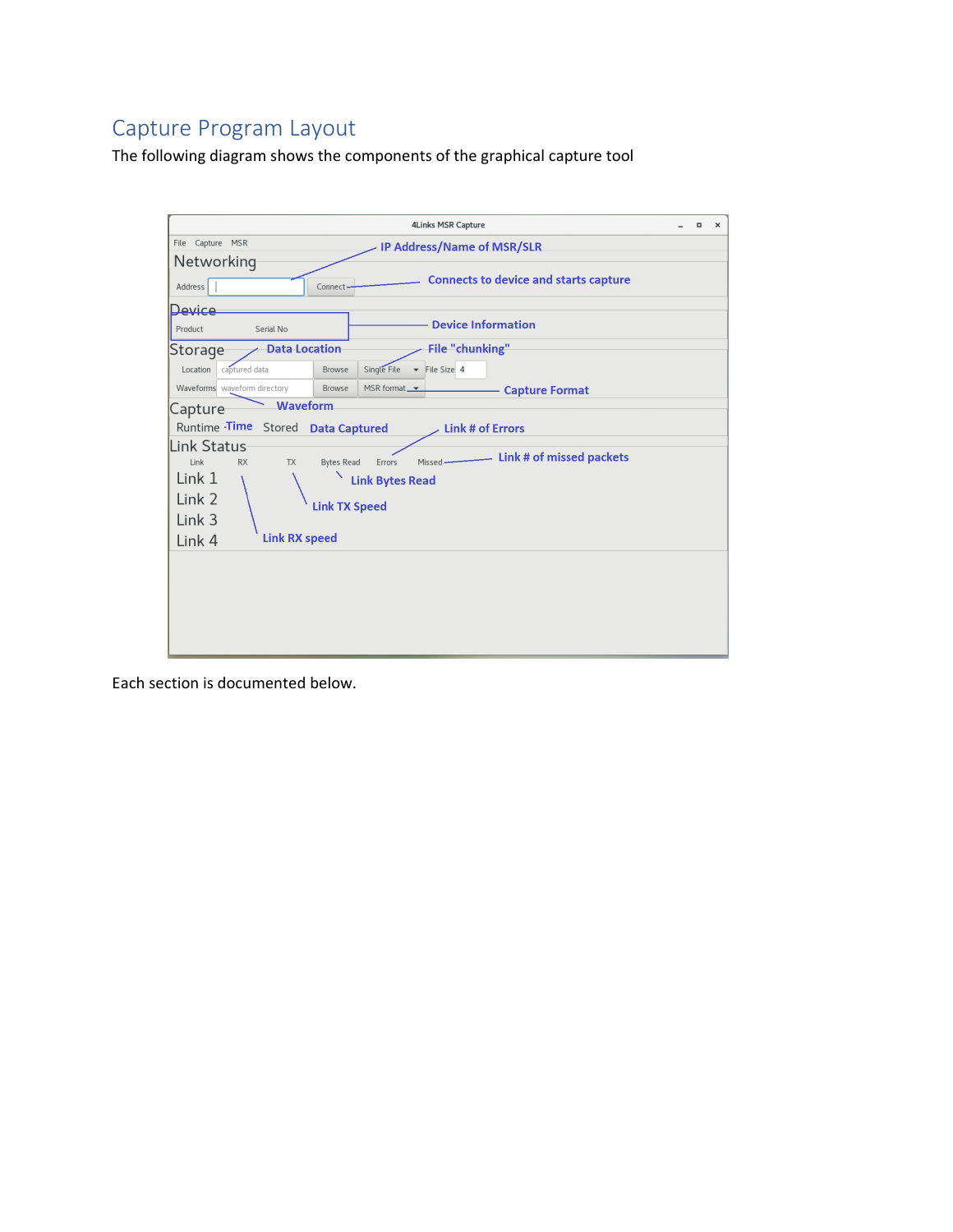# Capture Program Layout

The following diagram shows the components of the graphical capture tool

4Links MSR Capture

File Capture MSR

Networking — IP Address/Name of MSR/SLR

Address | Connect — Connects to device and starts capture

Device — Device Information

Product Serial No

Storage — Data Location — File "chunking"

Location: captured data | Browse | Single File | File Size 4

Waveforms: waveform directory | Browse | MSR format — Capture Format

Capture — Waveform

Runtime — Time | Stored — Data Captured

Link Status — Link # of Errors — Link # of missed packets

| Link | RX | TX | Bytes Read | Errors | Missed |
| --- | --- | --- | --- | --- | --- |
| Link 1 | | | | | |
| Link 2 | | | | | |
| Link 3 | | | | | |
| Link 4 | | | | | |

Link Bytes Read — Link TX Speed — Link RX speed

Each section is documented below.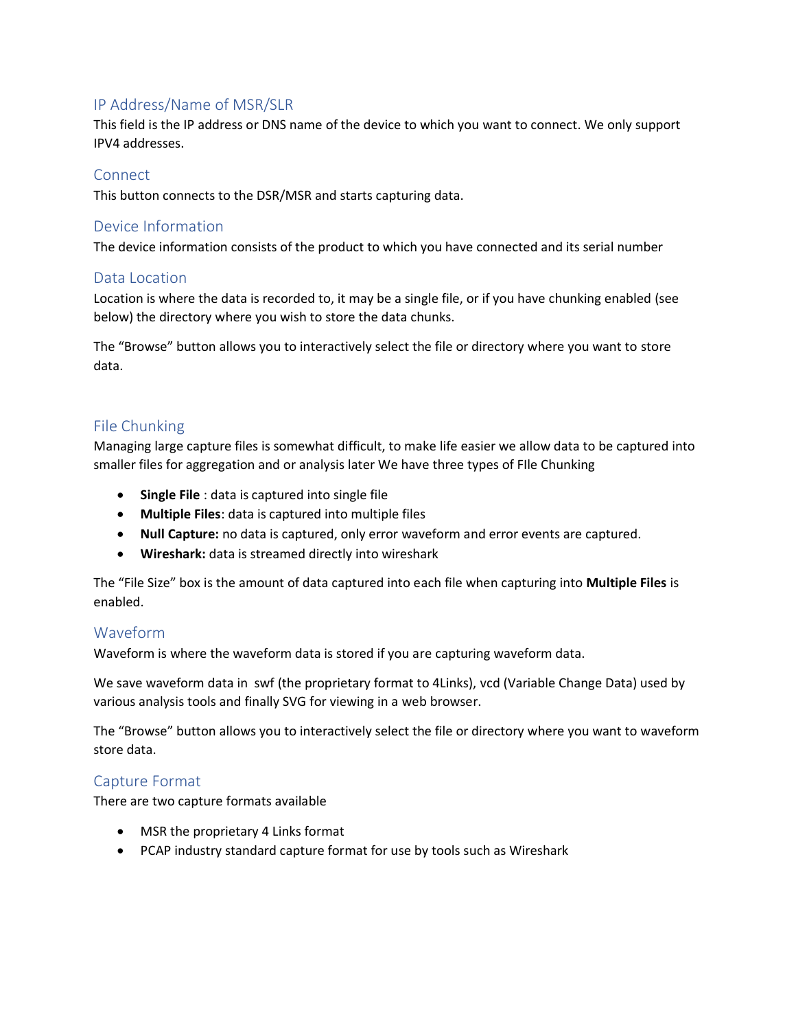## IP Address/Name of MSR/SLR

This field is the IP address or DNS name of the device to which you want to connect. We only support IPV4 addresses.

## Connect

This button connects to the DSR/MSR and starts capturing data.

## Device Information

The device information consists of the product to which you have connected and its serial number

## Data Location

Location is where the data is recorded to, it may be a single file, or if you have chunking enabled (see below) the directory where you wish to store the data chunks.

The "Browse" button allows you to interactively select the file or directory where you want to store data.

## File Chunking

Managing large capture files is somewhat difficult, to make life easier we allow data to be captured into smaller files for aggregation and or analysis later We have three types of FIle Chunking

- **Single File** : data is captured into single file
- **Multiple Files**: data is captured into multiple files
- **Null Capture:** no data is captured, only error waveform and error events are captured.
- **Wireshark:** data is streamed directly into wireshark

The "File Size" box is the amount of data captured into each file when capturing into **Multiple Files** is enabled.

## Waveform

Waveform is where the waveform data is stored if you are capturing waveform data.

We save waveform data in swf (the proprietary format to 4Links), vcd (Variable Change Data) used by various analysis tools and finally SVG for viewing in a web browser.

The "Browse" button allows you to interactively select the file or directory where you want to waveform store data.

## Capture Format

There are two capture formats available

- MSR the proprietary 4 Links format
- PCAP industry standard capture format for use by tools such as Wireshark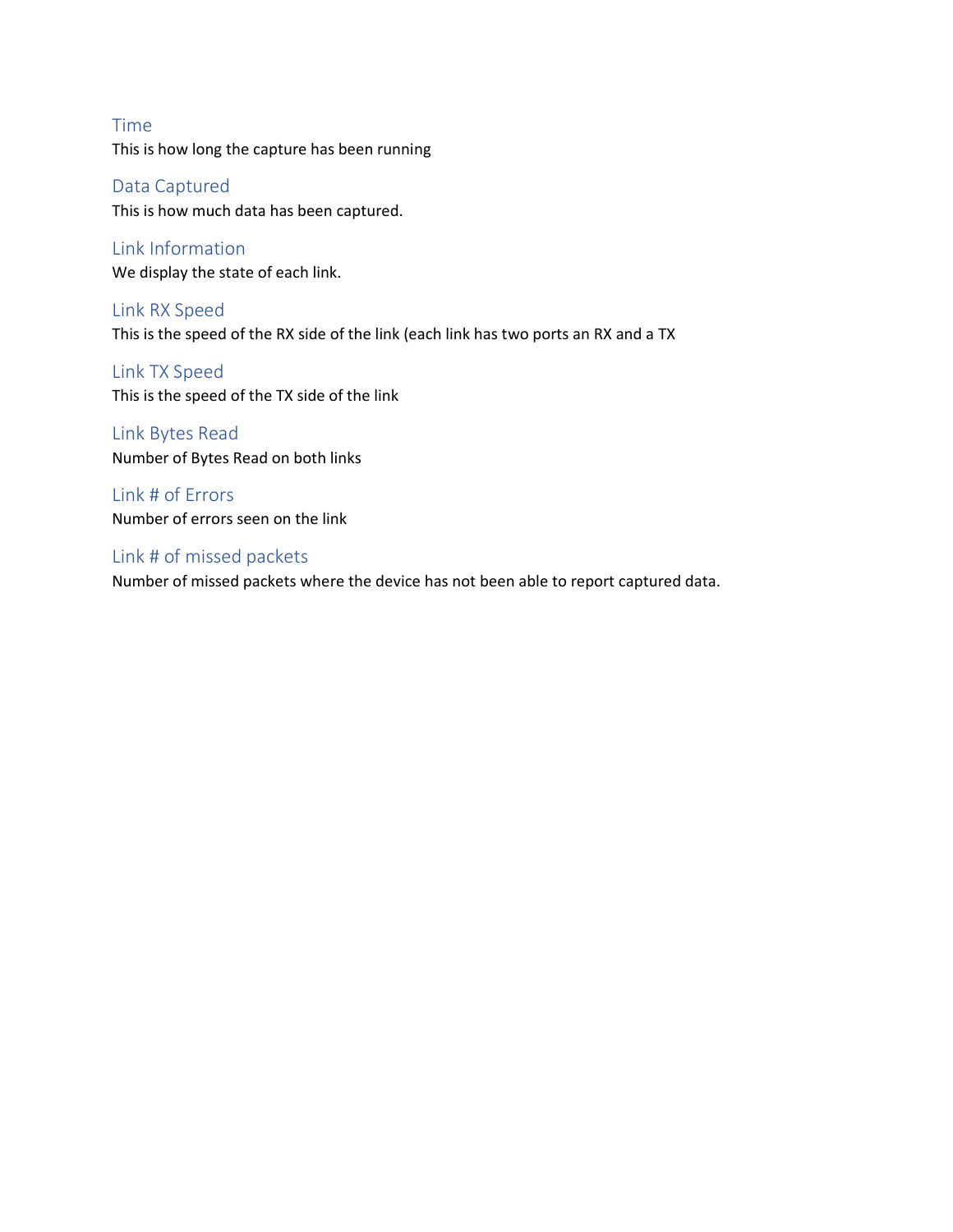## Time

This is how long the capture has been running

## Data Captured

This is how much data has been captured.

## Link Information

We display the state of each link.

## Link RX Speed

This is the speed of the RX side of the link (each link has two ports an RX and a TX

## Link TX Speed

This is the speed of the TX side of the link

## Link Bytes Read

Number of Bytes Read on both links

## Link # of Errors

Number of errors seen on the link

## Link # of missed packets

Number of missed packets where the device has not been able to report captured data.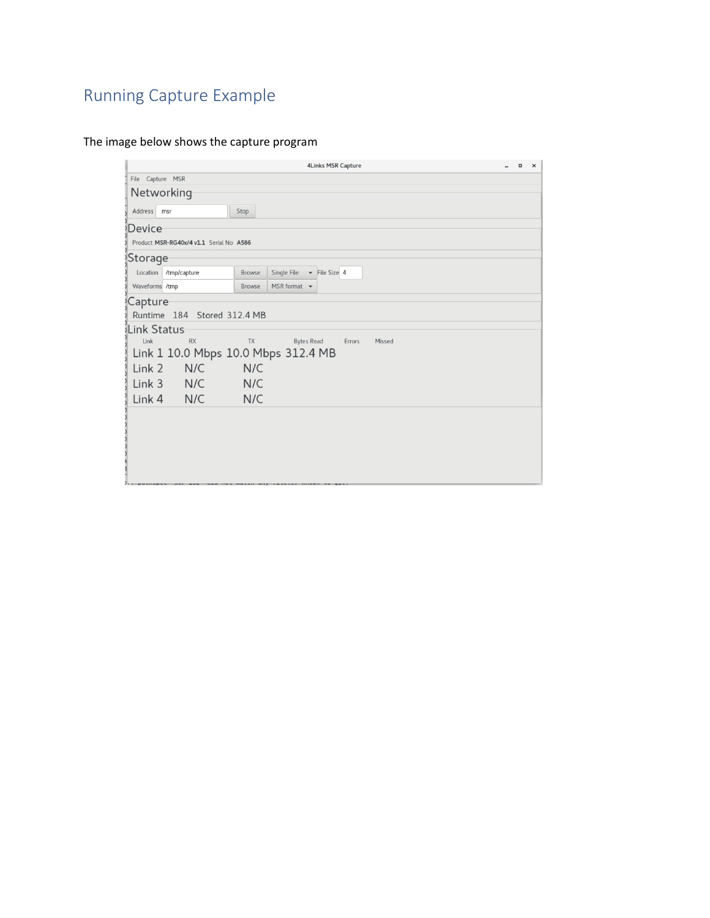# Running Capture Example

The image below shows the capture program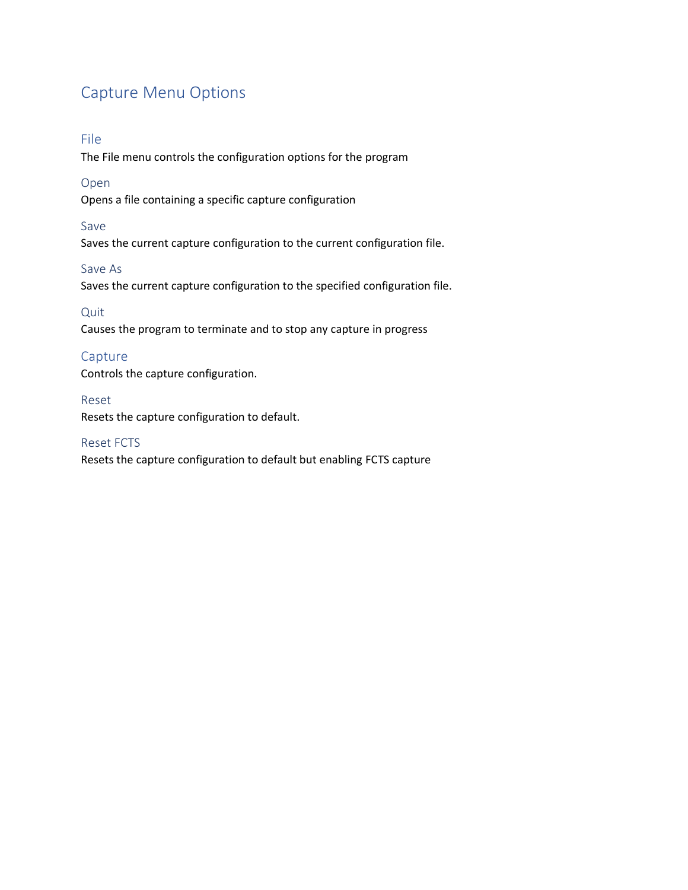# Capture Menu Options

## File

The File menu controls the configuration options for the program

### Open

Opens a file containing a specific capture configuration

### Save

Saves the current capture configuration to the current configuration file.

### Save As

Saves the current capture configuration to the specified configuration file.

### Quit

Causes the program to terminate and to stop any capture in progress

## Capture

Controls the capture configuration.

### Reset

Resets the capture configuration to default.

### Reset FCTS

Resets the capture configuration to default but enabling FCTS capture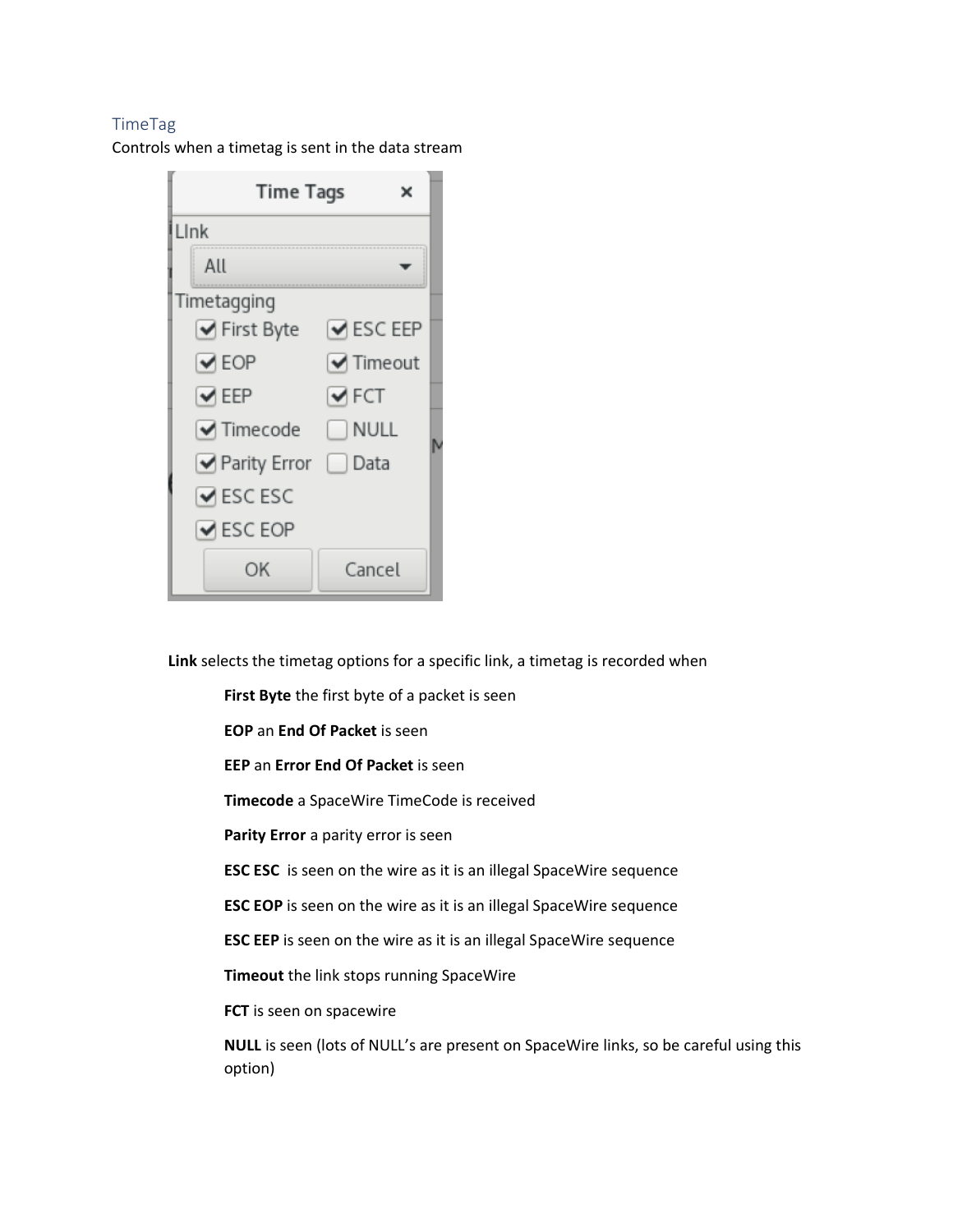## TimeTag

Controls when a timetag is sent in the data stream

**Link** selects the timetag options for a specific link, a timetag is recorded when

- **First Byte** the first byte of a packet is seen
- **EOP** an **End Of Packet** is seen
- **EEP** an **Error End Of Packet** is seen
- **Timecode** a SpaceWire TimeCode is received
- **Parity Error** a parity error is seen
- **ESC ESC** is seen on the wire as it is an illegal SpaceWire sequence
- **ESC EOP** is seen on the wire as it is an illegal SpaceWire sequence
- **ESC EEP** is seen on the wire as it is an illegal SpaceWire sequence
- **Timeout** the link stops running SpaceWire
- **FCT** is seen on spacewire
- **NULL** is seen (lots of NULL's are present on SpaceWire links, so be careful using this option)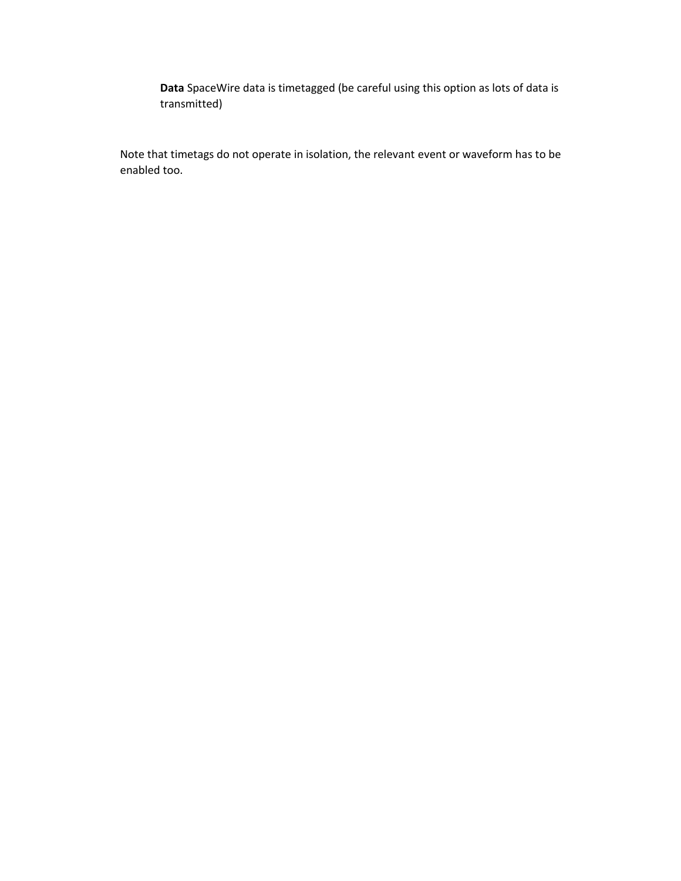**Data** SpaceWire data is timetagged (be careful using this option as lots of data is transmitted)

Note that timetags do not operate in isolation, the relevant event or waveform has to be enabled too.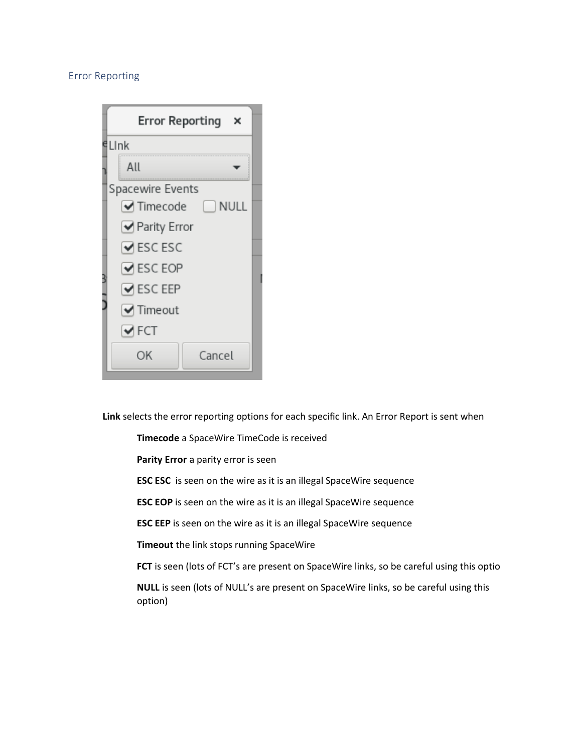## Error Reporting

**Link** selects the error reporting options for each specific link. An Error Report is sent when

**Timecode** a SpaceWire TimeCode is received

**Parity Error** a parity error is seen

**ESC ESC** is seen on the wire as it is an illegal SpaceWire sequence

**ESC EOP** is seen on the wire as it is an illegal SpaceWire sequence

**ESC EEP** is seen on the wire as it is an illegal SpaceWire sequence

**Timeout** the link stops running SpaceWire

**FCT** is seen (lots of FCT's are present on SpaceWire links, so be careful using this optio

**NULL** is seen (lots of NULL's are present on SpaceWire links, so be careful using this option)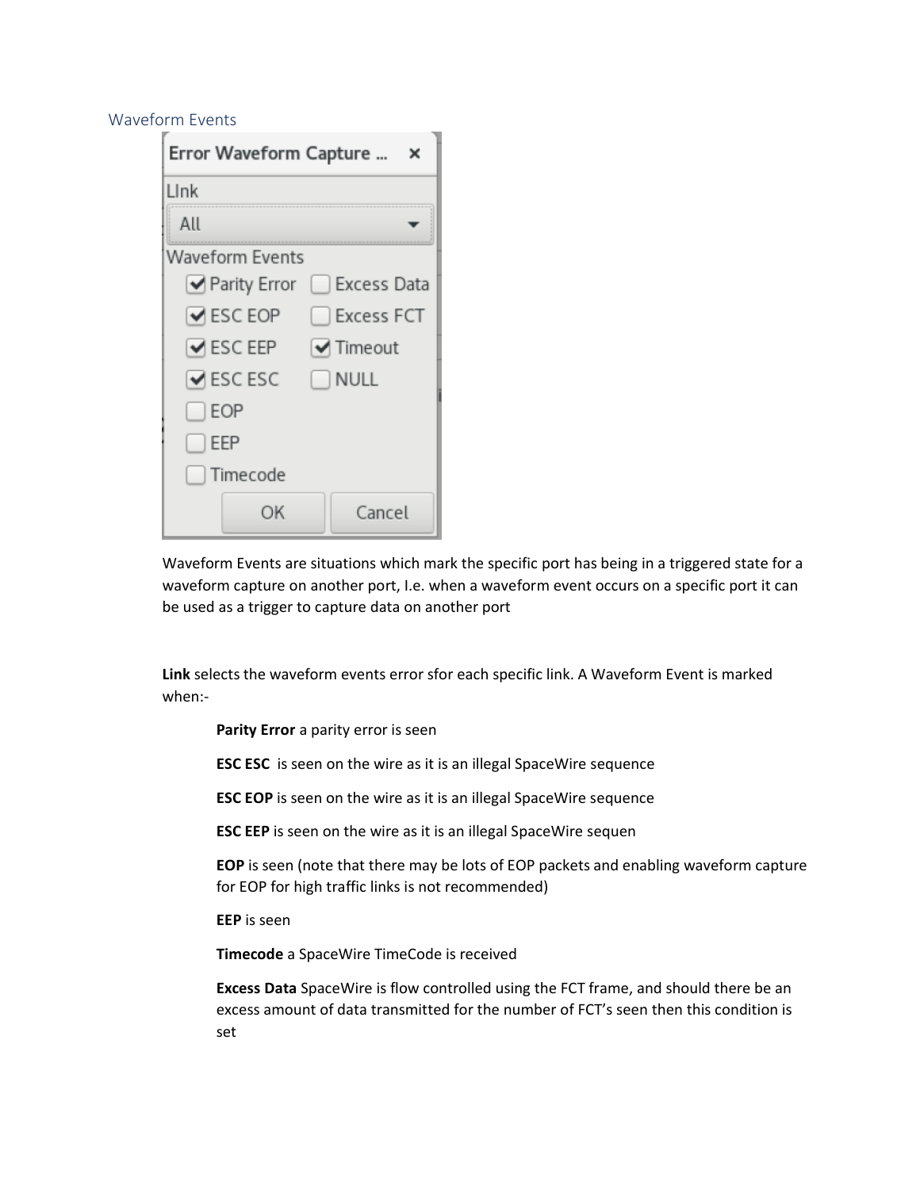## Waveform Events

**Error Waveform Capture ...**

LInk

All

Waveform Events

- [x] Parity Error
- [ ] Excess Data
- [x] ESC EOP
- [ ] Excess FCT
- [x] ESC EEP
- [x] Timeout
- [x] ESC ESC
- [ ] NULL
- [ ] EOP
- [ ] EEP
- [ ] Timecode

OK | Cancel

Waveform Events are situations which mark the specific port has being in a triggered state for a waveform capture on another port, I.e. when a waveform event occurs on a specific port it can be used as a trigger to capture data on another port

**Link** selects the waveform events error sfor each specific link. A Waveform Event is marked when:-

**Parity Error** a parity error is seen

**ESC ESC** is seen on the wire as it is an illegal SpaceWire sequence

**ESC EOP** is seen on the wire as it is an illegal SpaceWire sequence

**ESC EEP** is seen on the wire as it is an illegal SpaceWire sequen

**EOP** is seen (note that there may be lots of EOP packets and enabling waveform capture for EOP for high traffic links is not recommended)

**EEP** is seen

**Timecode** a SpaceWire TimeCode is received

**Excess Data** SpaceWire is flow controlled using the FCT frame, and should there be an excess amount of data transmitted for the number of FCT's seen then this condition is set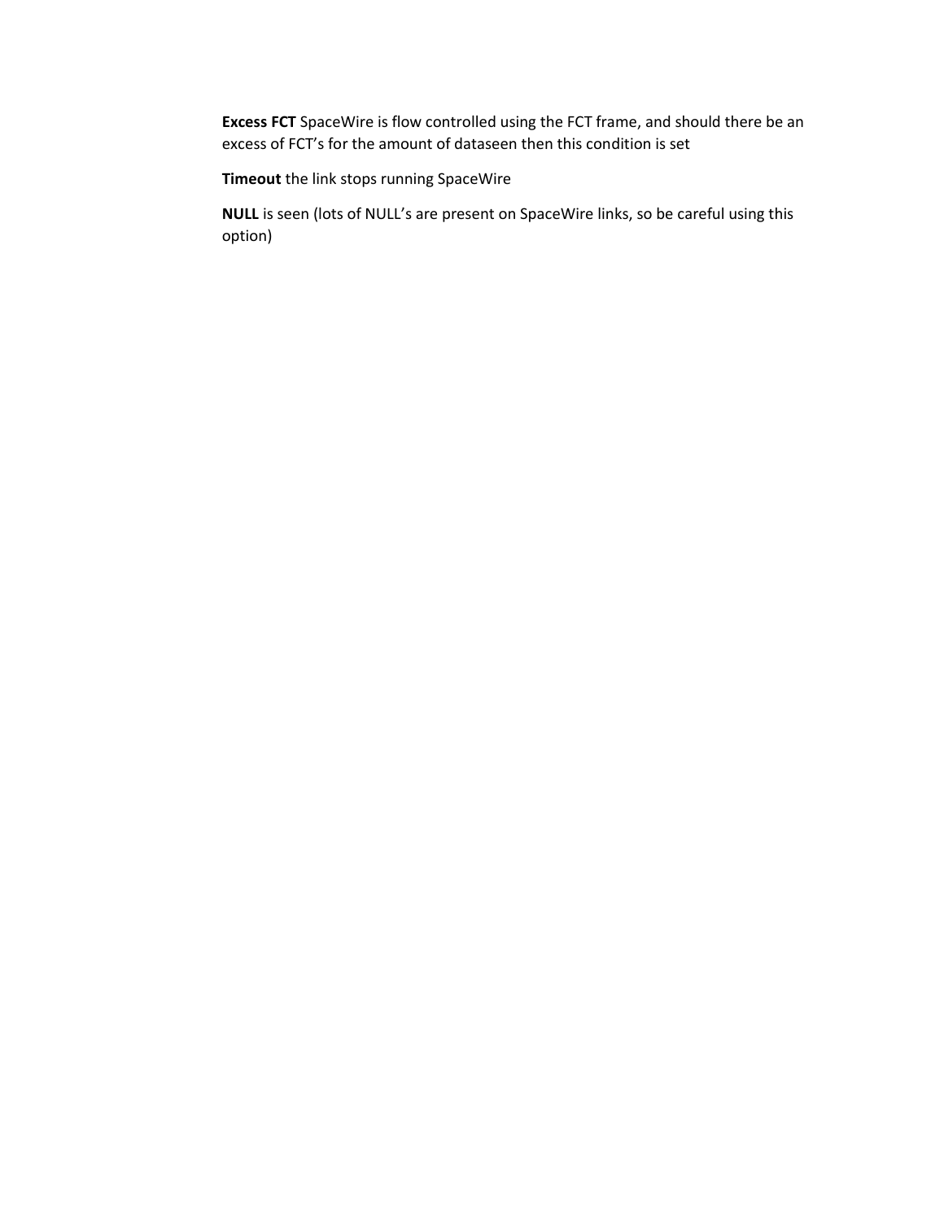**Excess FCT** SpaceWire is flow controlled using the FCT frame, and should there be an excess of FCT's for the amount of dataseen then this condition is set

**Timeout** the link stops running SpaceWire

**NULL** is seen (lots of NULL's are present on SpaceWire links, so be careful using this option)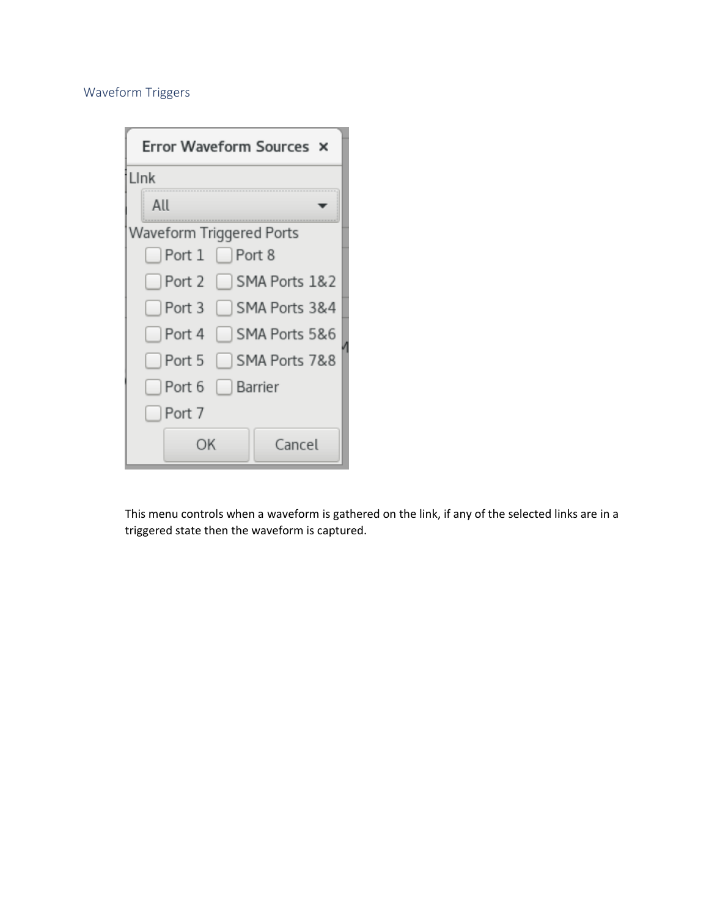## Waveform Triggers

Error Waveform Sources ×

LInk

All

Waveform Triggered Ports

- Port 1
- Port 2
- Port 3
- Port 4
- Port 5
- Port 6
- Port 7
- Port 8
- SMA Ports 1&2
- SMA Ports 3&4
- SMA Ports 5&6
- SMA Ports 7&8
- Barrier

OK Cancel

This menu controls when a waveform is gathered on the link, if any of the selected links are in a triggered state then the waveform is captured.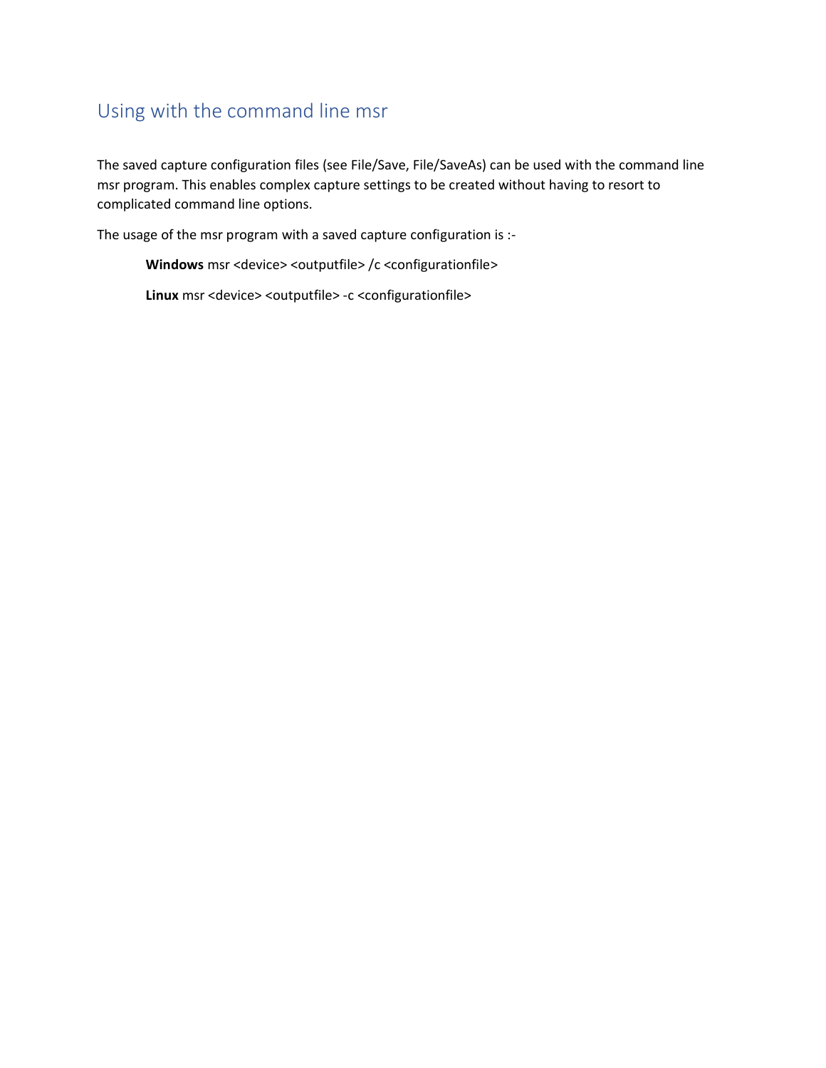## Using with the command line msr

The saved capture configuration files (see File/Save, File/SaveAs) can be used with the command line msr program. This enables complex capture settings to be created without having to resort to complicated command line options.

The usage of the msr program with a saved capture configuration is :-

> **Windows** msr <device> <outputfile> /c <configurationfile>
>
> **Linux** msr <device> <outputfile> -c <configurationfile>